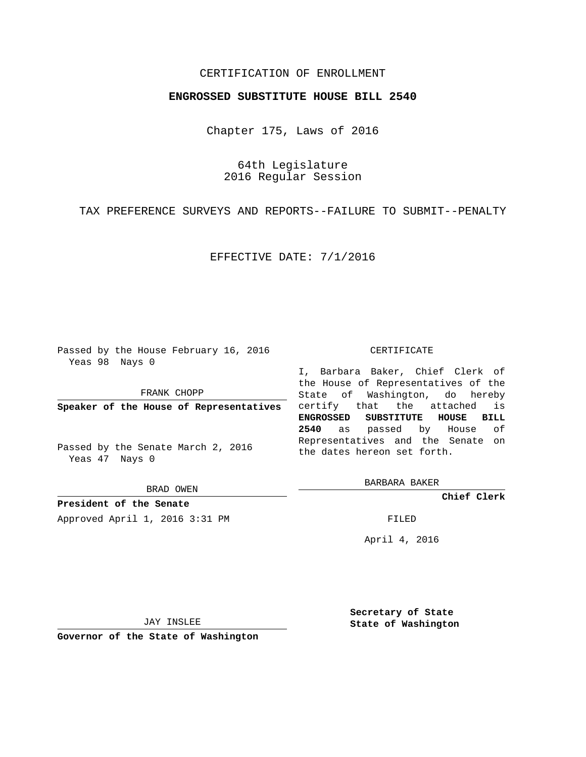CERTIFICATION OF ENROLLMENT

**ENGROSSED SUBSTITUTE HOUSE BILL 2540**

Chapter 175, Laws of 2016

64th Legislature
2016 Regular Session

TAX PREFERENCE SURVEYS AND REPORTS--FAILURE TO SUBMIT--PENALTY

EFFECTIVE DATE: 7/1/2016

Passed by the House February 16, 2016
Yeas 98 Nays 0

FRANK CHOPP

**Speaker of the House of Representatives**

Passed by the Senate March 2, 2016
Yeas 47 Nays 0

BRAD OWEN

**President of the Senate**

Approved April 1, 2016 3:31 PM

JAY INSLEE

**Governor of the State of Washington**

CERTIFICATE

I, Barbara Baker, Chief Clerk of the House of Representatives of the State of Washington, do hereby certify that the attached is **ENGROSSED SUBSTITUTE HOUSE BILL 2540** as passed by House of Representatives and the Senate on the dates hereon set forth.

BARBARA BAKER

**Chief Clerk**

FILED

April 4, 2016

**Secretary of State**
**State of Washington**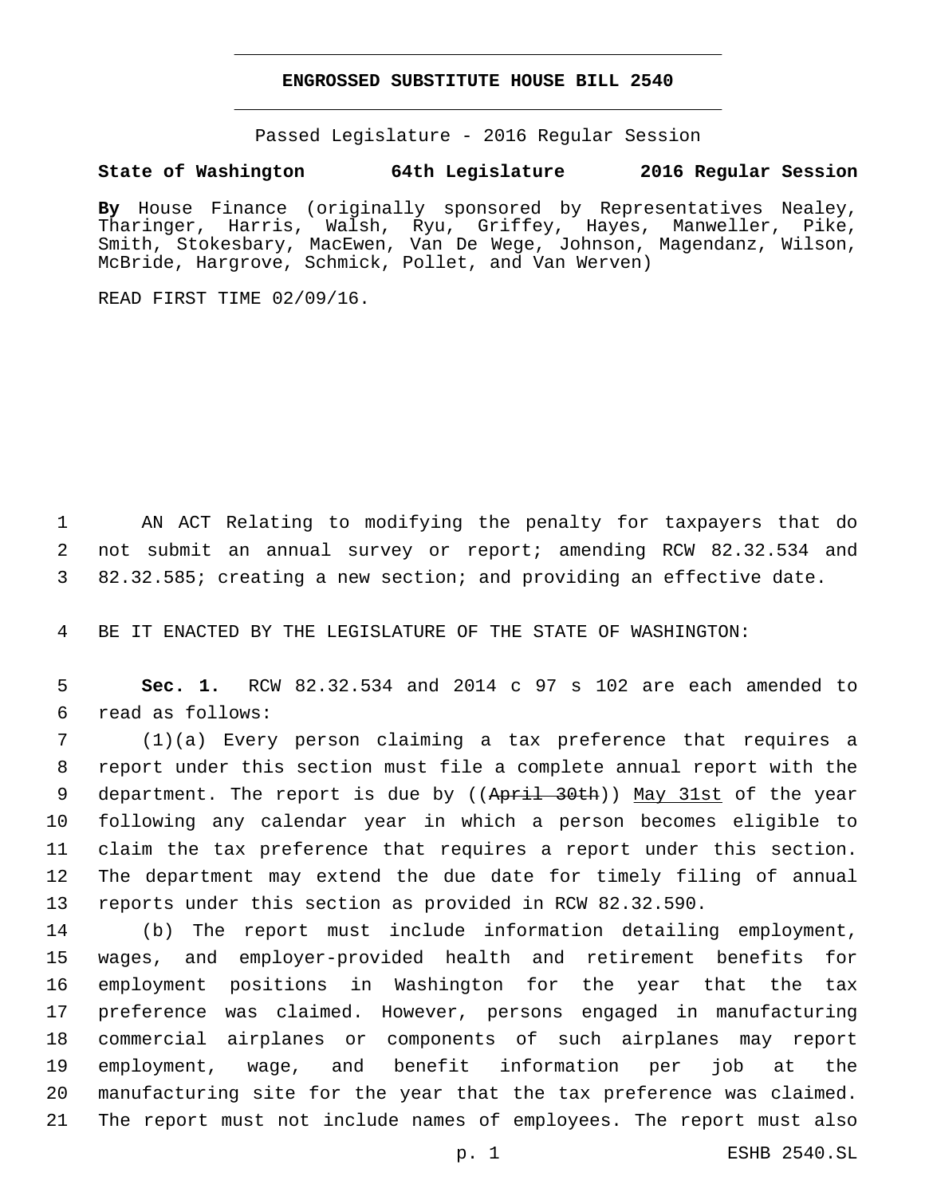# ENGROSSED SUBSTITUTE HOUSE BILL 2540

Passed Legislature - 2016 Regular Session

**State of Washington 64th Legislature 2016 Regular Session**

**By** House Finance (originally sponsored by Representatives Nealey, Tharinger, Harris, Walsh, Ryu, Griffey, Hayes, Manweller, Pike, Smith, Stokesbary, MacEwen, Van De Wege, Johnson, Magendanz, Wilson, McBride, Hargrove, Schmick, Pollet, and Van Werven)

READ FIRST TIME 02/09/16.

1 AN ACT Relating to modifying the penalty for taxpayers that do
2 not submit an annual survey or report; amending RCW 82.32.534 and
3 82.32.585; creating a new section; and providing an effective date.

4 BE IT ENACTED BY THE LEGISLATURE OF THE STATE OF WASHINGTON:

5 **Sec. 1.** RCW 82.32.534 and 2014 c 97 s 102 are each amended to
6 read as follows:

7 (1)(a) Every person claiming a tax preference that requires a
8 report under this section must file a complete annual report with the
9 department. The report is due by ((~~April 30th~~)) <u>May 31st</u> of the year
10 following any calendar year in which a person becomes eligible to
11 claim the tax preference that requires a report under this section.
12 The department may extend the due date for timely filing of annual
13 reports under this section as provided in RCW 82.32.590.

14 (b) The report must include information detailing employment,
15 wages, and employer-provided health and retirement benefits for
16 employment positions in Washington for the year that the tax
17 preference was claimed. However, persons engaged in manufacturing
18 commercial airplanes or components of such airplanes may report
19 employment, wage, and benefit information per job at the
20 manufacturing site for the year that the tax preference was claimed.
21 The report must not include names of employees. The report must also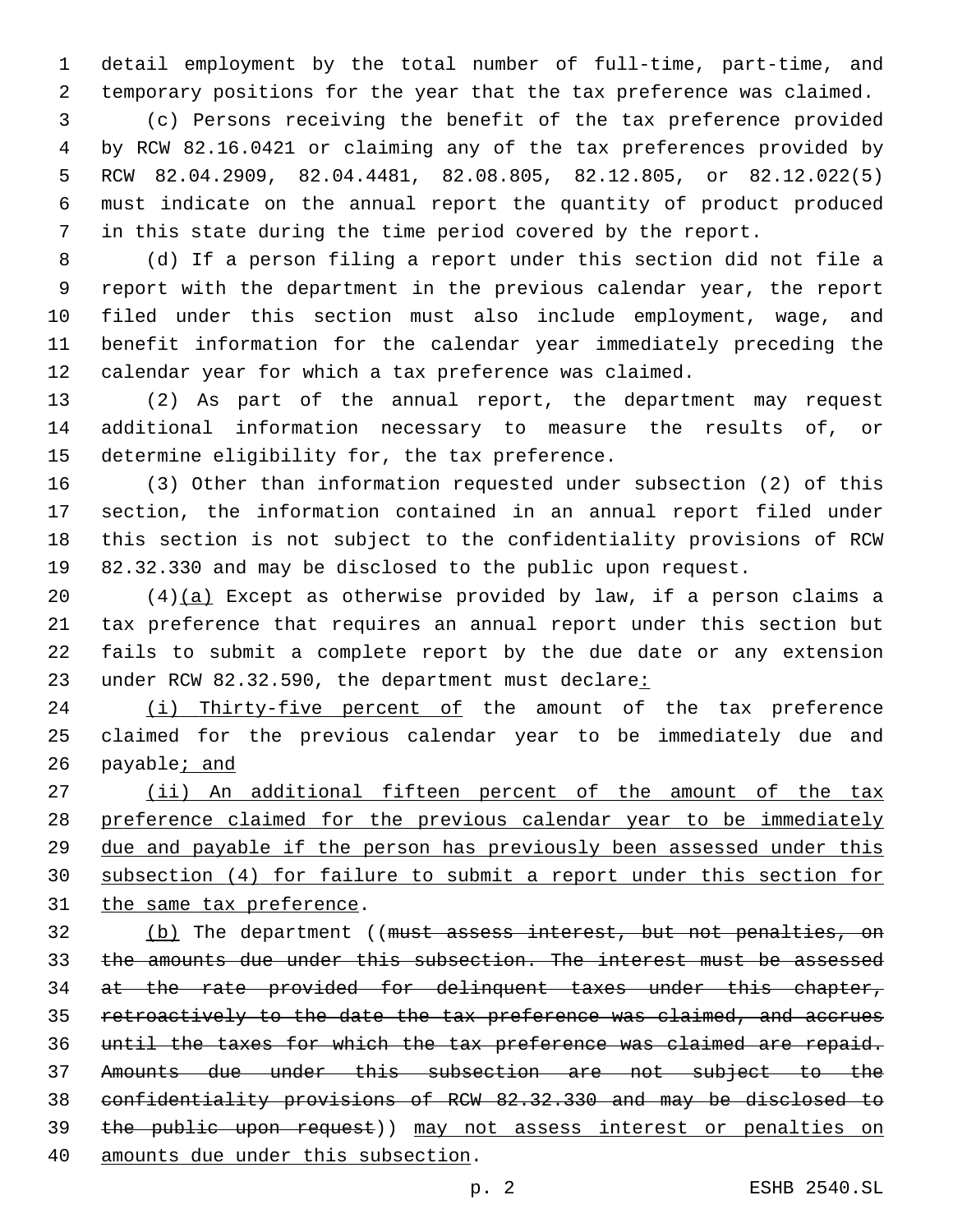detail employment by the total number of full-time, part-time, and temporary positions for the year that the tax preference was claimed.

(c) Persons receiving the benefit of the tax preference provided by RCW 82.16.0421 or claiming any of the tax preferences provided by RCW 82.04.2909, 82.04.4481, 82.08.805, 82.12.805, or 82.12.022(5) must indicate on the annual report the quantity of product produced in this state during the time period covered by the report.

(d) If a person filing a report under this section did not file a report with the department in the previous calendar year, the report filed under this section must also include employment, wage, and benefit information for the calendar year immediately preceding the calendar year for which a tax preference was claimed.

(2) As part of the annual report, the department may request additional information necessary to measure the results of, or determine eligibility for, the tax preference.

(3) Other than information requested under subsection (2) of this section, the information contained in an annual report filed under this section is not subject to the confidentiality provisions of RCW 82.32.330 and may be disclosed to the public upon request.

(4)<u>(a)</u> Except as otherwise provided by law, if a person claims a tax preference that requires an annual report under this section but fails to submit a complete report by the due date or any extension under RCW 82.32.590, the department must declare<u>:</u>

<u>(i) Thirty-five percent of</u> the amount of the tax preference claimed for the previous calendar year to be immediately due and payable<u>; and</u>

<u>(ii) An additional fifteen percent of the amount of the tax preference claimed for the previous calendar year to be immediately due and payable if the person has previously been assessed under this subsection (4) for failure to submit a report under this section for the same tax preference</u>.

<u>(b)</u> The department ((~~must assess interest, but not penalties, on the amounts due under this subsection. The interest must be assessed at the rate provided for delinquent taxes under this chapter, retroactively to the date the tax preference was claimed, and accrues until the taxes for which the tax preference was claimed are repaid. Amounts due under this subsection are not subject to the confidentiality provisions of RCW 82.32.330 and may be disclosed to the public upon request~~)) <u>may not assess interest or penalties on amounts due under this subsection</u>.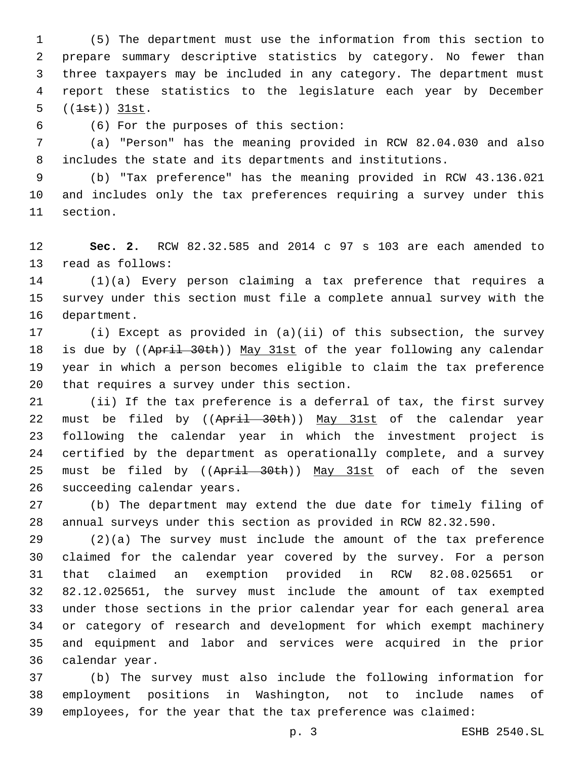(5) The department must use the information from this section to prepare summary descriptive statistics by category. No fewer than three taxpayers may be included in any category. The department must report these statistics to the legislature each year by December ((~~1st~~)) <u>31st</u>.

(6) For the purposes of this section:

(a) "Person" has the meaning provided in RCW 82.04.030 and also includes the state and its departments and institutions.

(b) "Tax preference" has the meaning provided in RCW 43.136.021 and includes only the tax preferences requiring a survey under this section.

**Sec. 2.** RCW 82.32.585 and 2014 c 97 s 103 are each amended to read as follows:

(1)(a) Every person claiming a tax preference that requires a survey under this section must file a complete annual survey with the department.

(i) Except as provided in (a)(ii) of this subsection, the survey is due by ((~~April 30th~~)) <u>May 31st</u> of the year following any calendar year in which a person becomes eligible to claim the tax preference that requires a survey under this section.

(ii) If the tax preference is a deferral of tax, the first survey must be filed by ((~~April 30th~~)) <u>May 31st</u> of the calendar year following the calendar year in which the investment project is certified by the department as operationally complete, and a survey must be filed by ((~~April 30th~~)) <u>May 31st</u> of each of the seven succeeding calendar years.

(b) The department may extend the due date for timely filing of annual surveys under this section as provided in RCW 82.32.590.

(2)(a) The survey must include the amount of the tax preference claimed for the calendar year covered by the survey. For a person that claimed an exemption provided in RCW 82.08.025651 or 82.12.025651, the survey must include the amount of tax exempted under those sections in the prior calendar year for each general area or category of research and development for which exempt machinery and equipment and labor and services were acquired in the prior calendar year.

(b) The survey must also include the following information for employment positions in Washington, not to include names of employees, for the year that the tax preference was claimed: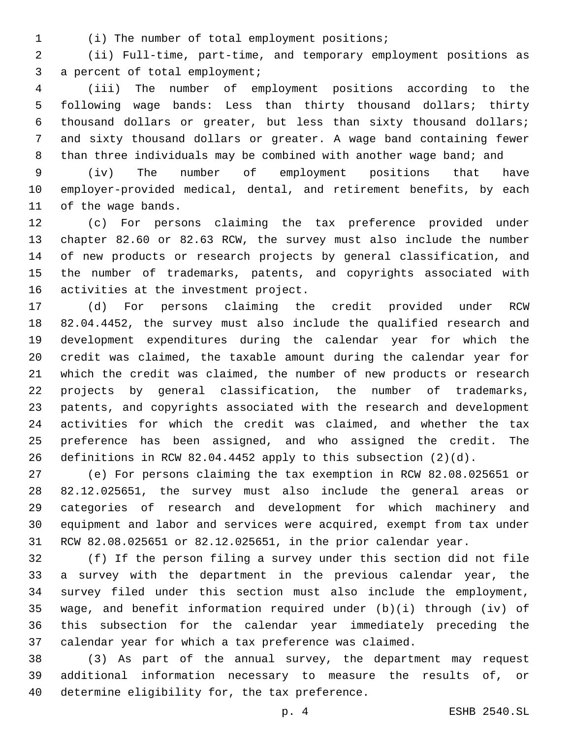(i) The number of total employment positions;

(ii) Full-time, part-time, and temporary employment positions as a percent of total employment;

(iii) The number of employment positions according to the following wage bands: Less than thirty thousand dollars; thirty thousand dollars or greater, but less than sixty thousand dollars; and sixty thousand dollars or greater. A wage band containing fewer than three individuals may be combined with another wage band; and

(iv) The number of employment positions that have employer-provided medical, dental, and retirement benefits, by each of the wage bands.

(c) For persons claiming the tax preference provided under chapter 82.60 or 82.63 RCW, the survey must also include the number of new products or research projects by general classification, and the number of trademarks, patents, and copyrights associated with activities at the investment project.

(d) For persons claiming the credit provided under RCW 82.04.4452, the survey must also include the qualified research and development expenditures during the calendar year for which the credit was claimed, the taxable amount during the calendar year for which the credit was claimed, the number of new products or research projects by general classification, the number of trademarks, patents, and copyrights associated with the research and development activities for which the credit was claimed, and whether the tax preference has been assigned, and who assigned the credit. The definitions in RCW 82.04.4452 apply to this subsection (2)(d).

(e) For persons claiming the tax exemption in RCW 82.08.025651 or 82.12.025651, the survey must also include the general areas or categories of research and development for which machinery and equipment and labor and services were acquired, exempt from tax under RCW 82.08.025651 or 82.12.025651, in the prior calendar year.

(f) If the person filing a survey under this section did not file a survey with the department in the previous calendar year, the survey filed under this section must also include the employment, wage, and benefit information required under (b)(i) through (iv) of this subsection for the calendar year immediately preceding the calendar year for which a tax preference was claimed.

(3) As part of the annual survey, the department may request additional information necessary to measure the results of, or determine eligibility for, the tax preference.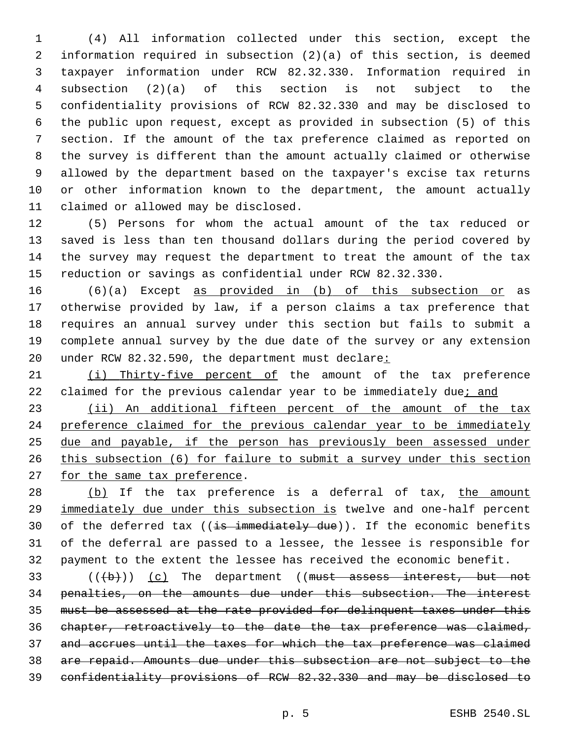(4) All information collected under this section, except the information required in subsection (2)(a) of this section, is deemed taxpayer information under RCW 82.32.330. Information required in subsection (2)(a) of this section is not subject to the confidentiality provisions of RCW 82.32.330 and may be disclosed to the public upon request, except as provided in subsection (5) of this section. If the amount of the tax preference claimed as reported on the survey is different than the amount actually claimed or otherwise allowed by the department based on the taxpayer's excise tax returns or other information known to the department, the amount actually claimed or allowed may be disclosed.

(5) Persons for whom the actual amount of the tax reduced or saved is less than ten thousand dollars during the period covered by the survey may request the department to treat the amount of the tax reduction or savings as confidential under RCW 82.32.330.

(6)(a) Except <u>as provided in (b) of this subsection or</u> as otherwise provided by law, if a person claims a tax preference that requires an annual survey under this section but fails to submit a complete annual survey by the due date of the survey or any extension under RCW 82.32.590, the department must declare<u>:</u>

<u>(i) Thirty-five percent of</u> the amount of the tax preference claimed for the previous calendar year to be immediately due<u>; and</u>

<u>(ii) An additional fifteen percent of the amount of the tax preference claimed for the previous calendar year to be immediately due and payable, if the person has previously been assessed under this subsection (6) for failure to submit a survey under this section for the same tax preference</u>.

<u>(b)</u> If the tax preference is a deferral of tax, <u>the amount immediately due under this subsection is</u> twelve and one-half percent of the deferred tax ((~~is immediately due~~)). If the economic benefits of the deferral are passed to a lessee, the lessee is responsible for payment to the extent the lessee has received the economic benefit.

((~~(b)~~)) <u>(c)</u> The department ((~~must assess interest, but not penalties, on the amounts due under this subsection. The interest must be assessed at the rate provided for delinquent taxes under this chapter, retroactively to the date the tax preference was claimed, and accrues until the taxes for which the tax preference was claimed are repaid. Amounts due under this subsection are not subject to the confidentiality provisions of RCW 82.32.330 and may be disclosed to~~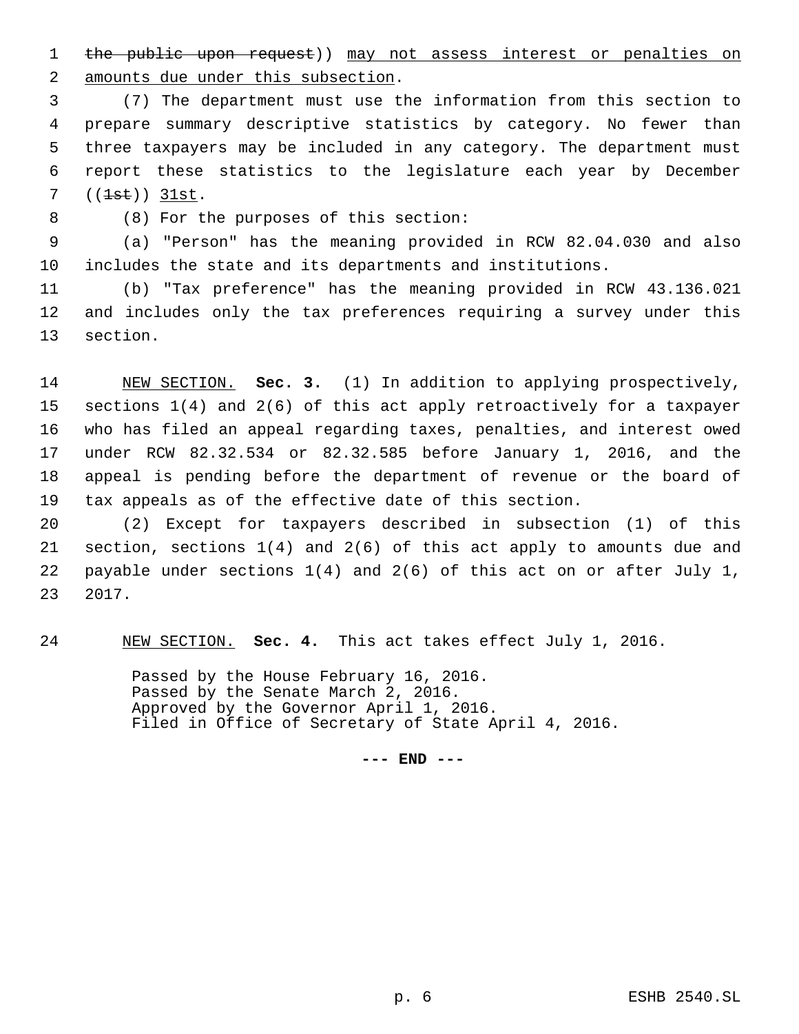~~the public upon request~~)) <u>may not assess interest or penalties on amounts due under this subsection</u>.

(7) The department must use the information from this section to prepare summary descriptive statistics by category. No fewer than three taxpayers may be included in any category. The department must report these statistics to the legislature each year by December ((~~1st~~)) <u>31st</u>.

(8) For the purposes of this section:

(a) "Person" has the meaning provided in RCW 82.04.030 and also includes the state and its departments and institutions.

(b) "Tax preference" has the meaning provided in RCW 43.136.021 and includes only the tax preferences requiring a survey under this section.

<u>NEW SECTION.</u> **Sec. 3.** (1) In addition to applying prospectively, sections 1(4) and 2(6) of this act apply retroactively for a taxpayer who has filed an appeal regarding taxes, penalties, and interest owed under RCW 82.32.534 or 82.32.585 before January 1, 2016, and the appeal is pending before the department of revenue or the board of tax appeals as of the effective date of this section.

(2) Except for taxpayers described in subsection (1) of this section, sections 1(4) and 2(6) of this act apply to amounts due and payable under sections 1(4) and 2(6) of this act on or after July 1, 2017.

<u>NEW SECTION.</u> **Sec. 4.** This act takes effect July 1, 2016.

Passed by the House February 16, 2016.
Passed by the Senate March 2, 2016.
Approved by the Governor April 1, 2016.
Filed in Office of Secretary of State April 4, 2016.

**--- END ---**